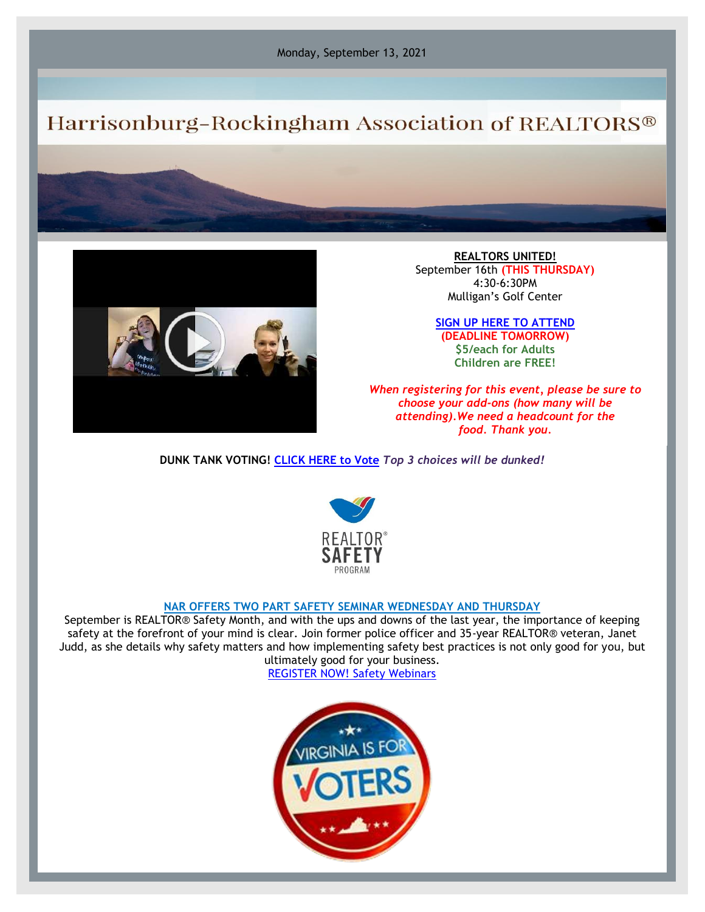Monday, September 13, 2021

# Harrisonburg-Rockingham Association of REALTORS®

**REALTORS UNITED!**
September 16th **(THIS THURSDAY)**
4:30-6:30PM
Mulligan's Golf Center

**SIGN UP HERE TO ATTEND**
**(DEADLINE TOMORROW)**
**$5/each for Adults**
**Children are FREE!**

***When registering for this event, please be sure to choose your add-ons (how many will be attending).We need a headcount for the food. Thank you.***

**DUNK TANK VOTING!** CLICK HERE to Vote ***Top 3 choices will be dunked!***

REALTOR® SAFETY PROGRAM

**NAR OFFERS TWO PART SAFETY SEMINAR WEDNESDAY AND THURSDAY**

September is REALTOR® Safety Month, and with the ups and downs of the last year, the importance of keeping safety at the forefront of your mind is clear. Join former police officer and 35-year REALTOR® veteran, Janet Judd, as she details why safety matters and how implementing safety best practices is not only good for you, but ultimately good for your business.

REGISTER NOW! Safety Webinars

VIRGINIA IS FOR VOTERS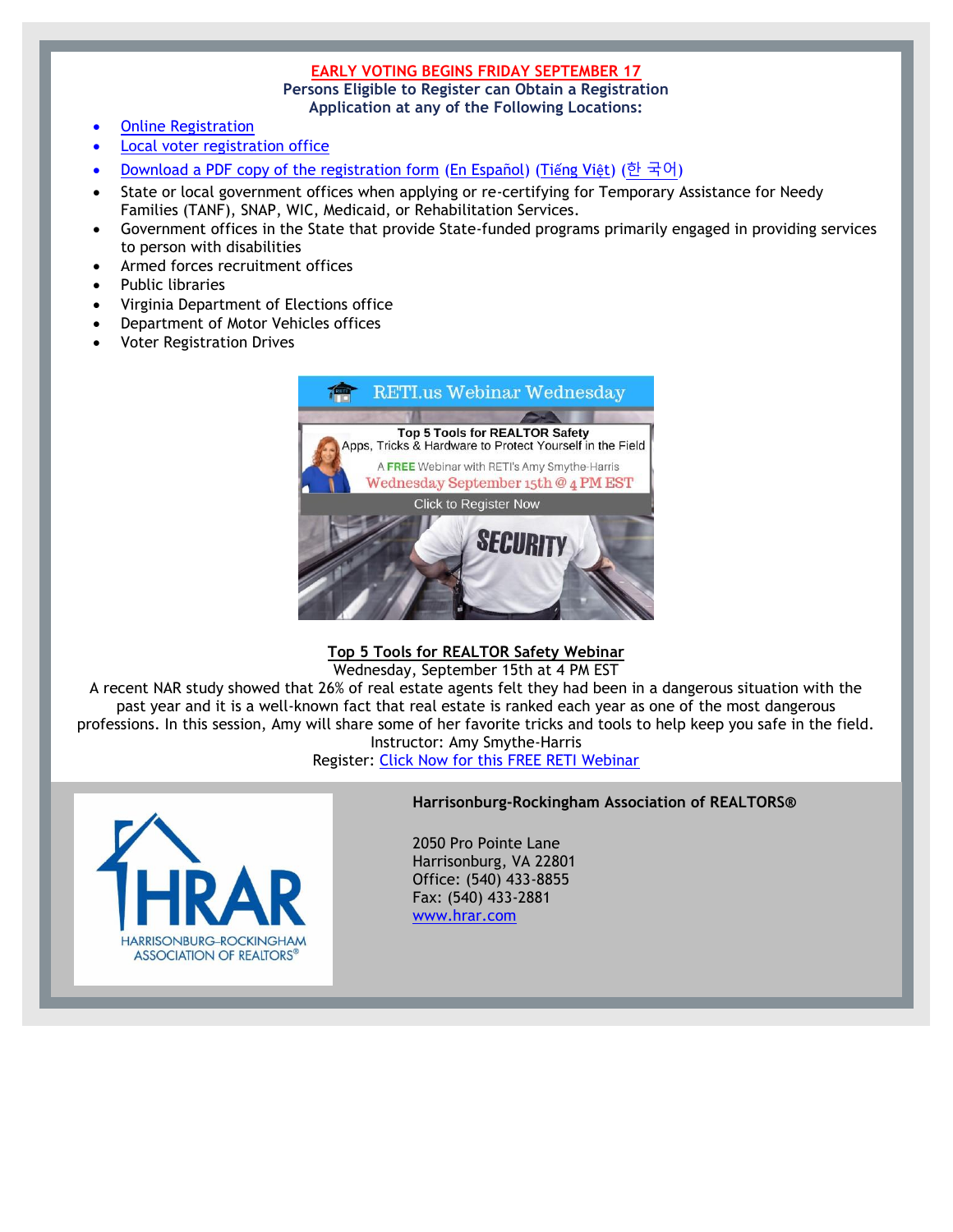**EARLY VOTING BEGINS FRIDAY SEPTEMBER 17**

**Persons Eligible to Register can Obtain a Registration Application at any of the Following Locations:**

- Online Registration
- Local voter registration office
- Download a PDF copy of the registration form (En Español) (Tiếng Việt) (한 국어)
- State or local government offices when applying or re-certifying for Temporary Assistance for Needy Families (TANF), SNAP, WIC, Medicaid, or Rehabilitation Services.
- Government offices in the State that provide State-funded programs primarily engaged in providing services to person with disabilities
- Armed forces recruitment offices
- Public libraries
- Virginia Department of Elections office
- Department of Motor Vehicles offices
- Voter Registration Drives

RETI.us Webinar Wednesday

Top 5 Tools for REALTOR Safety

Apps, Tricks & Hardware to Protect Yourself in the Field

A FREE Webinar with RETI's Amy Smythe-Harris

Wednesday September 15th @ 4 PM EST

Click to Register Now

**Top 5 Tools for REALTOR Safety Webinar**

Wednesday, September 15th at 4 PM EST

A recent NAR study showed that 26% of real estate agents felt they had been in a dangerous situation with the past year and it is a well-known fact that real estate is ranked each year as one of the most dangerous professions. In this session, Amy will share some of her favorite tricks and tools to help keep you safe in the field.

Instructor: Amy Smythe-Harris

Register: Click Now for this FREE RETI Webinar

HRAR

HARRISONBURG-ROCKINGHAM ASSOCIATION OF REALTORS®

**Harrisonburg-Rockingham Association of REALTORS®**

2050 Pro Pointe Lane
Harrisonburg, VA 22801
Office: (540) 433-8855
Fax: (540) 433-2881
www.hrar.com